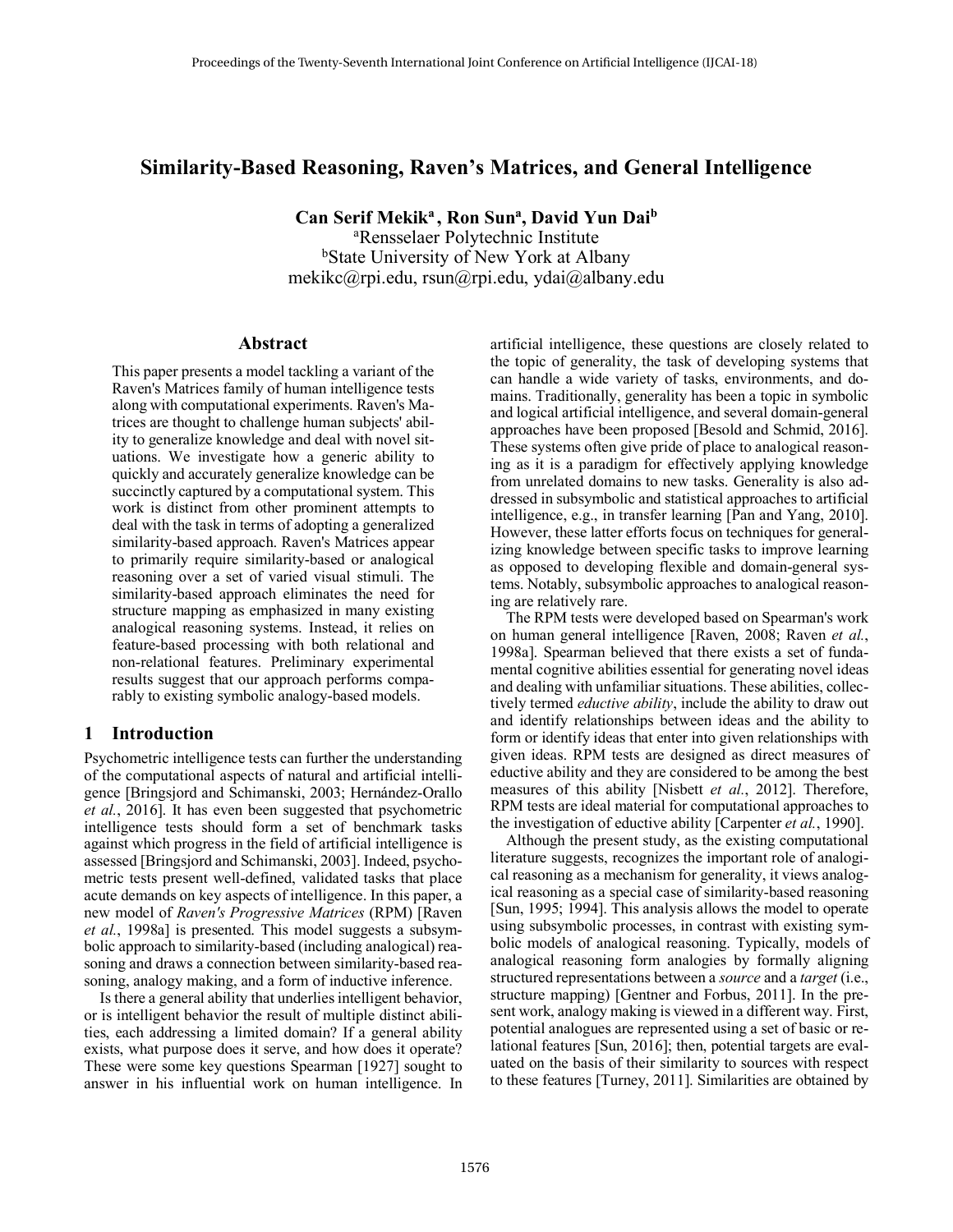# Similarity-Based Reasoning, Raven's Matrices, and General Intelligence

**Can Serif Mekik[a], Ron Sun[a], David Yun Dai[b]**
[a]Rensselaer Polytechnic Institute
[b]State University of New York at Albany
mekikc@rpi.edu, rsun@rpi.edu, ydai@albany.edu

## Abstract

This paper presents a model tackling a variant of the Raven's Matrices family of human intelligence tests along with computational experiments. Raven's Matrices are thought to challenge human subjects' ability to generalize knowledge and deal with novel situations. We investigate how a generic ability to quickly and accurately generalize knowledge can be succinctly captured by a computational system. This work is distinct from other prominent attempts to deal with the task in terms of adopting a generalized similarity-based approach. Raven's Matrices appear to primarily require similarity-based or analogical reasoning over a set of varied visual stimuli. The similarity-based approach eliminates the need for structure mapping as emphasized in many existing analogical reasoning systems. Instead, it relies on feature-based processing with both relational and non-relational features. Preliminary experimental results suggest that our approach performs comparably to existing symbolic analogy-based models.

## 1 Introduction

Psychometric intelligence tests can further the understanding of the computational aspects of natural and artificial intelligence [Bringsjord and Schimanski, 2003; Hernández-Orallo *et al.*, 2016]. It has even been suggested that psychometric intelligence tests should form a set of benchmark tasks against which progress in the field of artificial intelligence is assessed [Bringsjord and Schimanski, 2003]. Indeed, psychometric tests present well-defined, validated tasks that place acute demands on key aspects of intelligence. In this paper, a new model of *Raven's Progressive Matrices* (RPM) [Raven *et al.*, 1998a] is presented. This model suggests a subsymbolic approach to similarity-based (including analogical) reasoning and draws a connection between similarity-based reasoning, analogy making, and a form of inductive inference.

Is there a general ability that underlies intelligent behavior, or is intelligent behavior the result of multiple distinct abilities, each addressing a limited domain? If a general ability exists, what purpose does it serve, and how does it operate? These were some key questions Spearman [1927] sought to answer in his influential work on human intelligence. In artificial intelligence, these questions are closely related to the topic of generality, the task of developing systems that can handle a wide variety of tasks, environments, and domains. Traditionally, generality has been a topic in symbolic and logical artificial intelligence, and several domain-general approaches have been proposed [Besold and Schmid, 2016]. These systems often give pride of place to analogical reasoning as it is a paradigm for effectively applying knowledge from unrelated domains to new tasks. Generality is also addressed in subsymbolic and statistical approaches to artificial intelligence, e.g., in transfer learning [Pan and Yang, 2010]. However, these latter efforts focus on techniques for generalizing knowledge between specific tasks to improve learning as opposed to developing flexible and domain-general systems. Notably, subsymbolic approaches to analogical reasoning are relatively rare.

The RPM tests were developed based on Spearman's work on human general intelligence [Raven, 2008; Raven *et al.*, 1998a]. Spearman believed that there exists a set of fundamental cognitive abilities essential for generating novel ideas and dealing with unfamiliar situations. These abilities, collectively termed *eductive ability*, include the ability to draw out and identify relationships between ideas and the ability to form or identify ideas that enter into given relationships with given ideas. RPM tests are designed as direct measures of eductive ability and they are considered to be among the best measures of this ability [Nisbett *et al.*, 2012]. Therefore, RPM tests are ideal material for computational approaches to the investigation of eductive ability [Carpenter *et al.*, 1990].

Although the present study, as the existing computational literature suggests, recognizes the important role of analogical reasoning as a mechanism for generality, it views analogical reasoning as a special case of similarity-based reasoning [Sun, 1995; 1994]. This analysis allows the model to operate using subsymbolic processes, in contrast with existing symbolic models of analogical reasoning. Typically, models of analogical reasoning form analogies by formally aligning structured representations between a *source* and a *target* (i.e., structure mapping) [Gentner and Forbus, 2011]. In the present work, analogy making is viewed in a different way. First, potential analogues are represented using a set of basic or relational features [Sun, 2016]; then, potential targets are evaluated on the basis of their similarity to sources with respect to these features [Turney, 2011]. Similarities are obtained by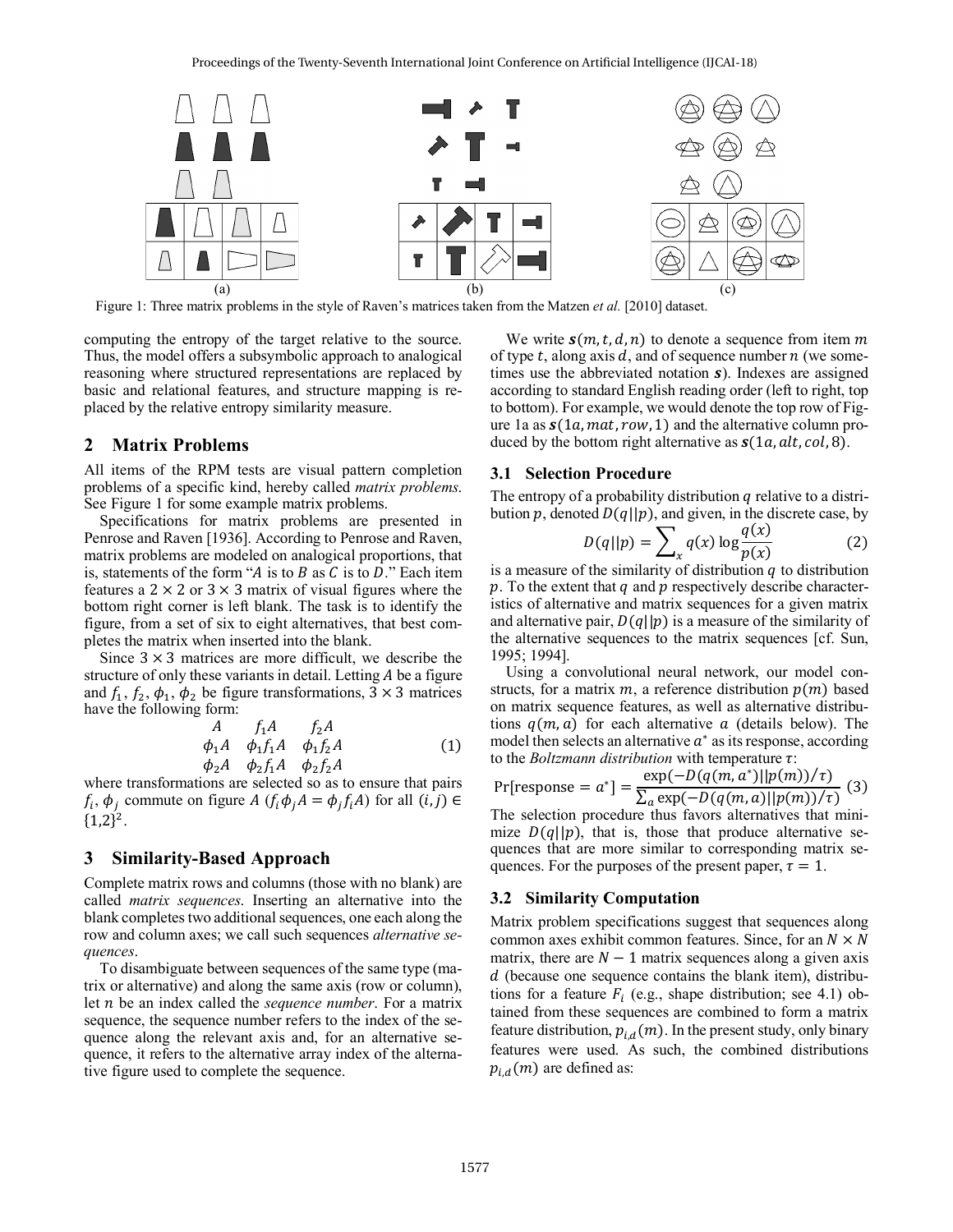Figure 1: Three matrix problems in the style of Raven's matrices taken from the Matzen *et al.* [2010] dataset.

computing the entropy of the target relative to the source. Thus, the model offers a subsymbolic approach to analogical reasoning where structured representations are replaced by basic and relational features, and structure mapping is replaced by the relative entropy similarity measure.

## 2 Matrix Problems

All items of the RPM tests are visual pattern completion problems of a specific kind, hereby called *matrix problems*. See Figure 1 for some example matrix problems.

Specifications for matrix problems are presented in Penrose and Raven [1936]. According to Penrose and Raven, matrix problems are modeled on analogical proportions, that is, statements of the form "$A$ is to $B$ as $C$ is to $D$." Each item features a $2 \times 2$ or $3 \times 3$ matrix of visual figures where the bottom right corner is left blank. The task is to identify the figure, from a set of six to eight alternatives, that best completes the matrix when inserted into the blank.

Since $3 \times 3$ matrices are more difficult, we describe the structure of only these variants in detail. Letting $A$ be a figure and $f_1$, $f_2$, $\phi_1$, $\phi_2$ be figure transformations, $3 \times 3$ matrices have the following form:

$$\begin{array}{ccc} A & f_1 A & f_2 A \\ \phi_1 A & \phi_1 f_1 A & \phi_1 f_2 A \\ \phi_2 A & \phi_2 f_1 A & \phi_2 f_2 A \end{array} \tag{1}$$

where transformations are selected so as to ensure that pairs $f_i$, $\phi_j$ commute on figure $A$ ($f_i \phi_j A = \phi_j f_i A$) for all $(i, j) \in \{1,2\}^2$.

## 3 Similarity-Based Approach

Complete matrix rows and columns (those with no blank) are called *matrix sequences*. Inserting an alternative into the blank completes two additional sequences, one each along the row and column axes; we call such sequences *alternative sequences*.

To disambiguate between sequences of the same type (matrix or alternative) and along the same axis (row or column), let $n$ be an index called the *sequence number*. For a matrix sequence, the sequence number refers to the index of the sequence along the relevant axis and, for an alternative sequence, it refers to the alternative array index of the alternative figure used to complete the sequence.

We write $\boldsymbol{s}(m, t, d, n)$ to denote a sequence from item $m$ of type $t$, along axis $d$, and of sequence number $n$ (we sometimes use the abbreviated notation $\boldsymbol{s}$). Indexes are assigned according to standard English reading order (left to right, top to bottom). For example, we would denote the top row of Figure 1a as $\boldsymbol{s}(1a, mat, row, 1)$ and the alternative column produced by the bottom right alternative as $\boldsymbol{s}(1a, alt, col, 8)$.

### 3.1 Selection Procedure

The entropy of a probability distribution $q$ relative to a distribution $p$, denoted $D(q||p)$, and given, in the discrete case, by

$$D(q||p) = \sum_x q(x) \log \frac{q(x)}{p(x)} \tag{2}$$

is a measure of the similarity of distribution $q$ to distribution $p$. To the extent that $q$ and $p$ respectively describe characteristics of alternative and matrix sequences for a given matrix and alternative pair, $D(q||p)$ is a measure of the similarity of the alternative sequences to the matrix sequences [cf. Sun, 1995; 1994].

Using a convolutional neural network, our model constructs, for a matrix $m$, a reference distribution $p(m)$ based on matrix sequence features, as well as alternative distributions $q(m, a)$ for each alternative $a$ (details below). The model then selects an alternative $a^*$ as its response, according to the *Boltzmann distribution* with temperature $\tau$:

$$\Pr[\text{response} = a^*] = \frac{\exp(-D(q(m, a^*)||p(m))/\tau)}{\sum_a \exp(-D(q(m, a)||p(m))/\tau)} \tag{3}$$

The selection procedure thus favors alternatives that minimize $D(q||p)$, that is, those that produce alternative sequences that are more similar to corresponding matrix sequences. For the purposes of the present paper, $\tau = 1$.

### 3.2 Similarity Computation

Matrix problem specifications suggest that sequences along common axes exhibit common features. Since, for an $N \times N$ matrix, there are $N - 1$ matrix sequences along a given axis $d$ (because one sequence contains the blank item), distributions for a feature $F_i$ (e.g., shape distribution; see 4.1) obtained from these sequences are combined to form a matrix feature distribution, $p_{i,d}(m)$. In the present study, only binary features were used. As such, the combined distributions $p_{i,d}(m)$ are defined as: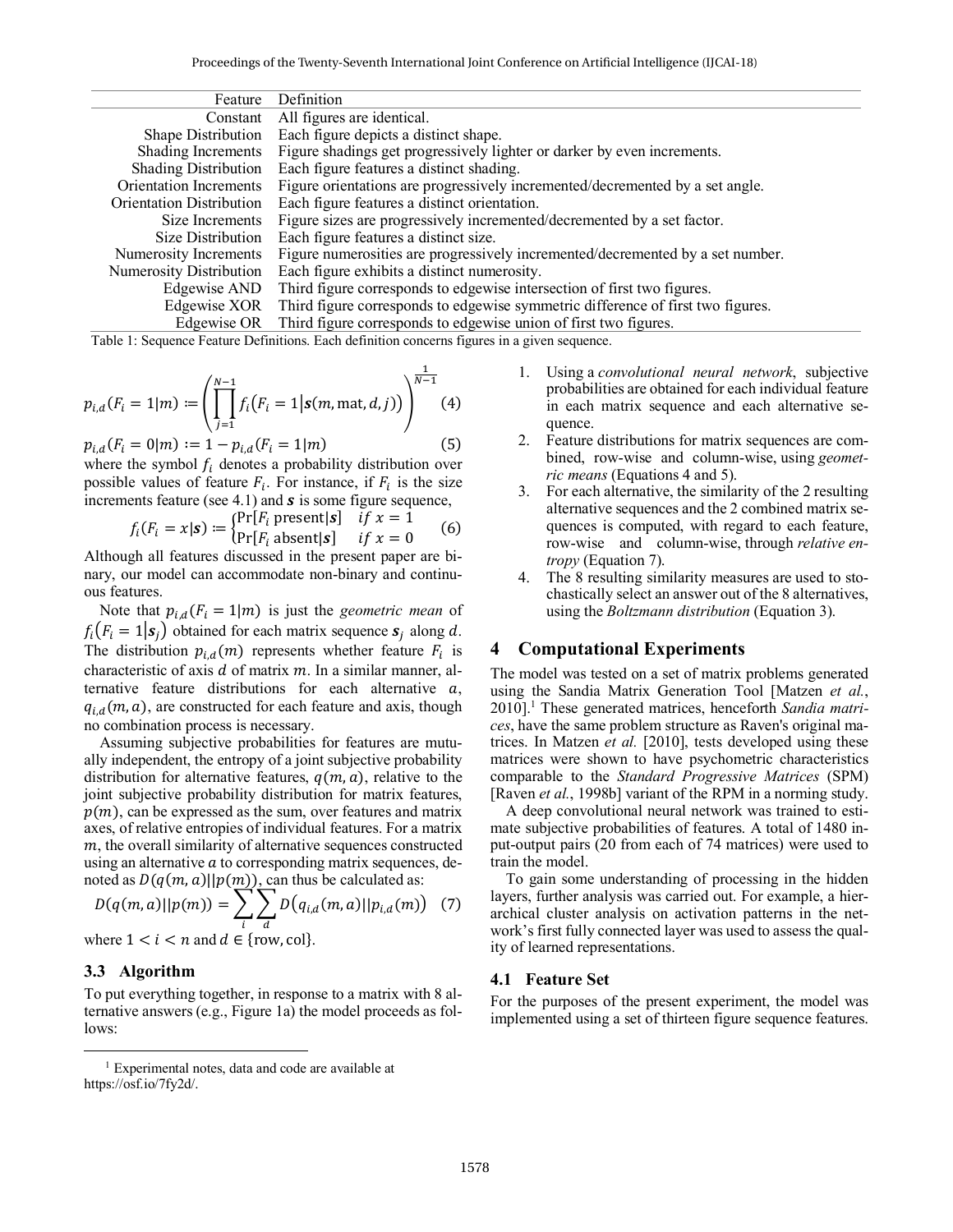| Feature | Definition |
| --- | --- |
| Constant | All figures are identical. |
| Shape Distribution | Each figure depicts a distinct shape. |
| Shading Increments | Figure shadings get progressively lighter or darker by even increments. |
| Shading Distribution | Each figure features a distinct shading. |
| Orientation Increments | Figure orientations are progressively incremented/decremented by a set angle. |
| Orientation Distribution | Each figure features a distinct orientation. |
| Size Increments | Figure sizes are progressively incremented/decremented by a set factor. |
| Size Distribution | Each figure features a distinct size. |
| Numerosity Increments | Figure numerosities are progressively incremented/decremented by a set number. |
| Numerosity Distribution | Each figure exhibits a distinct numerosity. |
| Edgewise AND | Third figure corresponds to edgewise intersection of first two figures. |
| Edgewise XOR | Third figure corresponds to edgewise symmetric difference of first two figures. |
| Edgewise OR | Third figure corresponds to edgewise union of first two figures. |

Table 1: Sequence Feature Definitions. Each definition concerns figures in a given sequence.

$$p_{i,d}(F_i = 1|m) := \left( \prod_{j=1}^{N-1} f_i\big(F_i = 1 \big| \boldsymbol{s}(m, \text{mat}, d, j)\big) \right)^{\frac{1}{N-1}} \quad (4)$$

$$p_{i,d}(F_i = 0|m) := 1 - p_{i,d}(F_i = 1|m) \quad (5)$$

where the symbol $f_i$ denotes a probability distribution over possible values of feature $F_i$. For instance, if $F_i$ is the size increments feature (see 4.1) and $\boldsymbol{s}$ is some figure sequence,

$$f_i(F_i = x|\boldsymbol{s}) := \begin{cases} \Pr[F_i \text{ present}|\boldsymbol{s}] & \text{if } x = 1 \\ \Pr[F_i \text{ absent}|\boldsymbol{s}] & \text{if } x = 0 \end{cases} \quad (6)$$

Although all features discussed in the present paper are binary, our model can accommodate non-binary and continuous features.

Note that $p_{i,d}(F_i = 1|m)$ is just the *geometric mean* of $f_i(F_i = 1|\boldsymbol{s}_j)$ obtained for each matrix sequence $\boldsymbol{s}_j$ along $d$. The distribution $p_{i,d}(m)$ represents whether feature $F_i$ is characteristic of axis $d$ of matrix $m$. In a similar manner, alternative feature distributions for each alternative $a$, $q_{i,d}(m, a)$, are constructed for each feature and axis, though no combination process is necessary.

Assuming subjective probabilities for features are mutually independent, the entropy of a joint subjective probability distribution for alternative features, $q(m, a)$, relative to the joint subjective probability distribution for matrix features, $p(m)$, can be expressed as the sum, over features and matrix axes, of relative entropies of individual features. For a matrix $m$, the overall similarity of alternative sequences constructed using an alternative $a$ to corresponding matrix sequences, denoted as $D(q(m, a)||p(m))$, can thus be calculated as:

$$D(q(m, a)||p(m)) = \sum_i \sum_d D\big(q_{i,d}(m, a)||p_{i,d}(m)\big) \quad (7)$$

where $1 < i < n$ and $d \in \{\text{row}, \text{col}\}$.

### 3.3 Algorithm

To put everything together, in response to a matrix with 8 alternative answers (e.g., Figure 1a) the model proceeds as follows:

1. Using a *convolutional neural network*, subjective probabilities are obtained for each individual feature in each matrix sequence and each alternative sequence.
2. Feature distributions for matrix sequences are combined, row-wise and column-wise, using *geometric means* (Equations 4 and 5).
3. For each alternative, the similarity of the 2 resulting alternative sequences and the 2 combined matrix sequences is computed, with regard to each feature, row-wise and column-wise, through *relative entropy* (Equation 7).
4. The 8 resulting similarity measures are used to stochastically select an answer out of the 8 alternatives, using the *Boltzmann distribution* (Equation 3).

## 4 Computational Experiments

The model was tested on a set of matrix problems generated using the Sandia Matrix Generation Tool [Matzen *et al.*, 2010].[1] These generated matrices, henceforth *Sandia matrices*, have the same problem structure as Raven's original matrices. In Matzen *et al.* [2010], tests developed using these matrices were shown to have psychometric characteristics comparable to the *Standard Progressive Matrices* (SPM) [Raven *et al.*, 1998b] variant of the RPM in a norming study.

A deep convolutional neural network was trained to estimate subjective probabilities of features. A total of 1480 input-output pairs (20 from each of 74 matrices) were used to train the model.

To gain some understanding of processing in the hidden layers, further analysis was carried out. For example, a hierarchical cluster analysis on activation patterns in the network's first fully connected layer was used to assess the quality of learned representations.

### 4.1 Feature Set

For the purposes of the present experiment, the model was implemented using a set of thirteen figure sequence features.

[1] Experimental notes, data and code are available at https://osf.io/7fy2d/.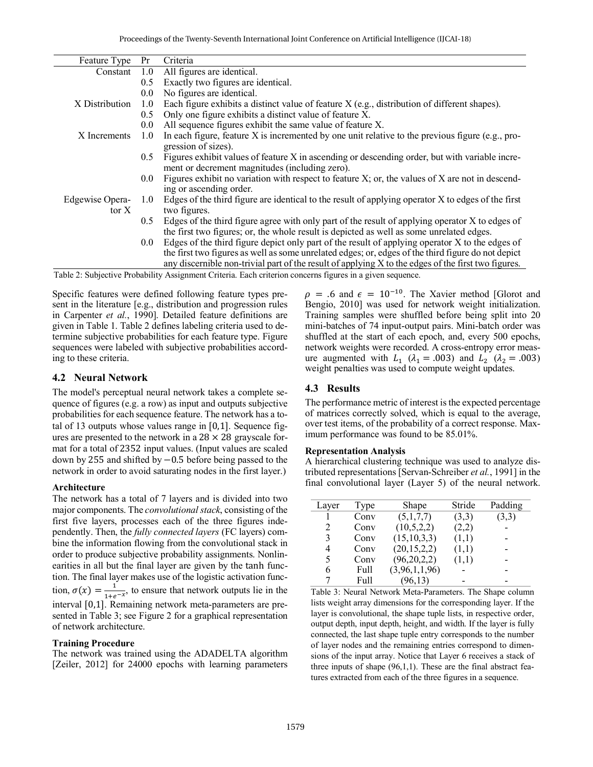| Feature Type | Pr | Criteria |
| --- | --- | --- |
| Constant | 1.0 | All figures are identical. |
| | 0.5 | Exactly two figures are identical. |
| | 0.0 | No figures are identical. |
| X Distribution | 1.0 | Each figure exhibits a distinct value of feature X (e.g., distribution of different shapes). |
| | 0.5 | Only one figure exhibits a distinct value of feature X. |
| | 0.0 | All sequence figures exhibit the same value of feature X. |
| X Increments | 1.0 | In each figure, feature X is incremented by one unit relative to the previous figure (e.g., progression of sizes). |
| | 0.5 | Figures exhibit values of feature X in ascending or descending order, but with variable increment or decrement magnitudes (including zero). |
| | 0.0 | Figures exhibit no variation with respect to feature X; or, the values of X are not in descending or ascending order. |
| Edgewise Operator X | 1.0 | Edges of the third figure are identical to the result of applying operator X to edges of the first two figures. |
| | 0.5 | Edges of the third figure agree with only part of the result of applying operator X to edges of the first two figures; or, the whole result is depicted as well as some unrelated edges. |
| | 0.0 | Edges of the third figure depict only part of the result of applying operator X to the edges of the first two figures as well as some unrelated edges; or, edges of the third figure do not depict any discernible non-trivial part of the result of applying X to the edges of the first two figures. |

Table 2: Subjective Probability Assignment Criteria. Each criterion concerns figures in a given sequence.

Specific features were defined following feature types present in the literature [e.g., distribution and progression rules in Carpenter *et al.*, 1990]. Detailed feature definitions are given in Table 1. Table 2 defines labeling criteria used to determine subjective probabilities for each feature type. Figure sequences were labeled with subjective probabilities according to these criteria.

## 4.2 Neural Network

The model's perceptual neural network takes a complete sequence of figures (e.g. a row) as input and outputs subjective probabilities for each sequence feature. The network has a total of 13 outputs whose values range in $[0,1]$. Sequence figures are presented to the network in a $28 \times 28$ grayscale format for a total of 2352 input values. (Input values are scaled down by 255 and shifted by $-0.5$ before being passed to the network in order to avoid saturating nodes in the first layer.)

**Architecture**

The network has a total of 7 layers and is divided into two major components. The *convolutional stack*, consisting of the first five layers, processes each of the three figures independently. Then, the *fully connected layers* (FC layers) combine the information flowing from the convolutional stack in order to produce subjective probability assignments. Nonlinearities in all but the final layer are given by the tanh function. The final layer makes use of the logistic activation function, $\sigma(x) = \frac{1}{1+e^{-x}}$, to ensure that network outputs lie in the interval $[0,1]$. Remaining network meta-parameters are presented in Table 3; see Figure 2 for a graphical representation of network architecture.

**Training Procedure**

The network was trained using the ADADELTA algorithm [Zeiler, 2012] for 24000 epochs with learning parameters $\rho = .6$ and $\epsilon = 10^{-10}$. The Xavier method [Glorot and Bengio, 2010] was used for network weight initialization. Training samples were shuffled before being split into 20 mini-batches of 74 input-output pairs. Mini-batch order was shuffled at the start of each epoch, and, every 500 epochs, network weights were recorded. A cross-entropy error measure augmented with $L_1$ ($\lambda_1 = .003$) and $L_2$ ($\lambda_2 = .003$) weight penalties was used to compute weight updates.

## 4.3 Results

The performance metric of interest is the expected percentage of matrices correctly solved, which is equal to the average, over test items, of the probability of a correct response. Maximum performance was found to be 85.01%.

**Representation Analysis**

A hierarchical clustering technique was used to analyze distributed representations [Servan-Schreiber *et al.*, 1991] in the final convolutional layer (Layer 5) of the neural network.

| Layer | Type | Shape | Stride | Padding |
| --- | --- | --- | --- | --- |
| 1 | Conv | (5,1,7,7) | (3,3) | (3,3) |
| 2 | Conv | (10,5,2,2) | (2,2) | - |
| 3 | Conv | (15,10,3,3) | (1,1) | - |
| 4 | Conv | (20,15,2,2) | (1,1) | - |
| 5 | Conv | (96,20,2,2) | (1,1) | - |
| 6 | Full | (3,96,1,1,96) | - | - |
| 7 | Full | (96,13) | - | - |

Table 3: Neural Network Meta-Parameters. The Shape column lists weight array dimensions for the corresponding layer. If the layer is convolutional, the shape tuple lists, in respective order, output depth, input depth, height, and width. If the layer is fully connected, the last shape tuple entry corresponds to the number of layer nodes and the remaining entries correspond to dimensions of the input array. Notice that Layer 6 receives a stack of three inputs of shape (96,1,1). These are the final abstract features extracted from each of the three figures in a sequence.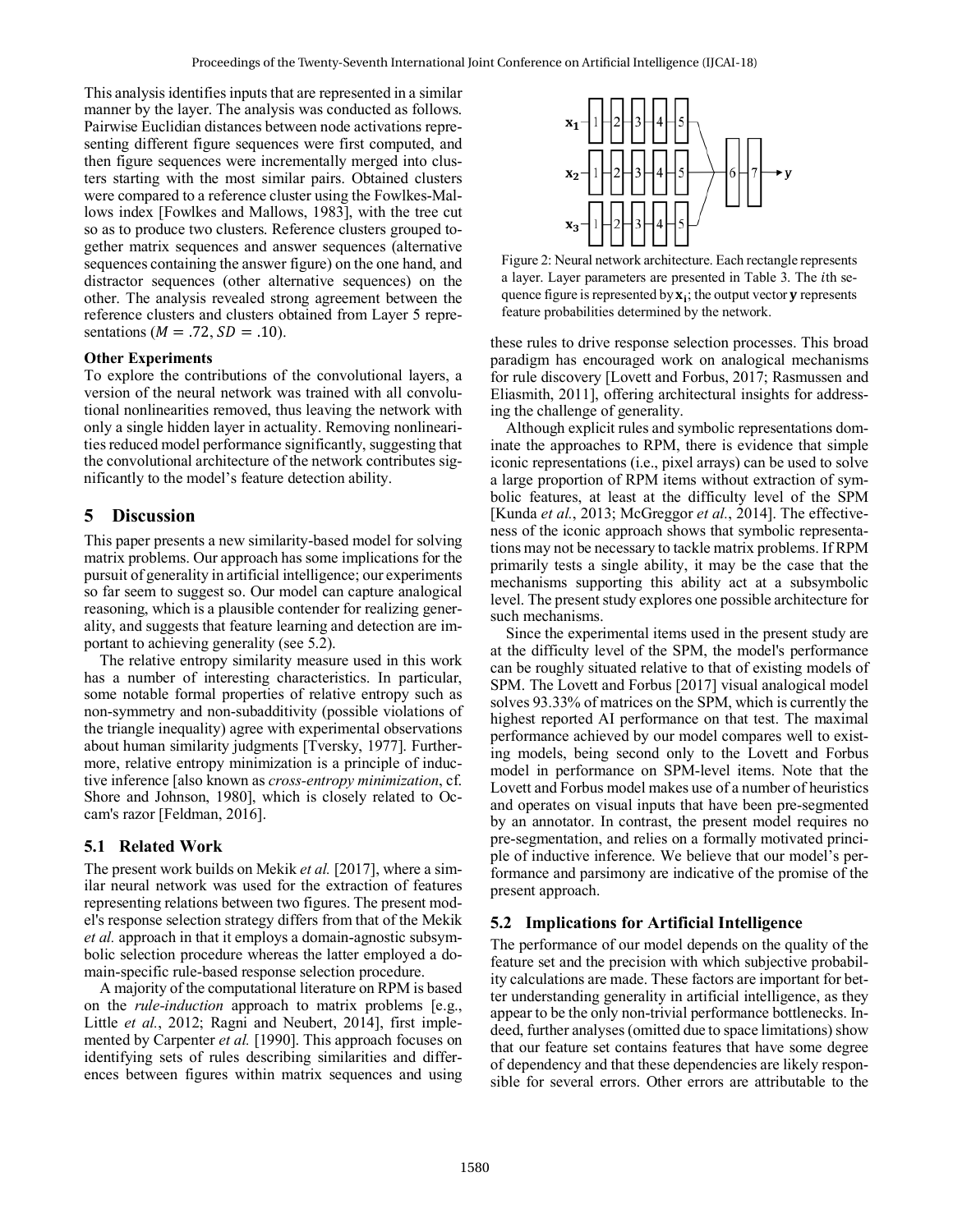This analysis identifies inputs that are represented in a similar manner by the layer. The analysis was conducted as follows. Pairwise Euclidian distances between node activations representing different figure sequences were first computed, and then figure sequences were incrementally merged into clusters starting with the most similar pairs. Obtained clusters were compared to a reference cluster using the Fowlkes-Mallows index [Fowlkes and Mallows, 1983], with the tree cut so as to produce two clusters. Reference clusters grouped together matrix sequences and answer sequences (alternative sequences containing the answer figure) on the one hand, and distractor sequences (other alternative sequences) on the other. The analysis revealed strong agreement between the reference clusters and clusters obtained from Layer 5 representations ($M = .72, SD = .10$).

**Other Experiments**

To explore the contributions of the convolutional layers, a version of the neural network was trained with all convolutional nonlinearities removed, thus leaving the network with only a single hidden layer in actuality. Removing nonlinearities reduced model performance significantly, suggesting that the convolutional architecture of the network contributes significantly to the model's feature detection ability.

## 5 Discussion

This paper presents a new similarity-based model for solving matrix problems. Our approach has some implications for the pursuit of generality in artificial intelligence; our experiments so far seem to suggest so. Our model can capture analogical reasoning, which is a plausible contender for realizing generality, and suggests that feature learning and detection are important to achieving generality (see 5.2).

The relative entropy similarity measure used in this work has a number of interesting characteristics. In particular, some notable formal properties of relative entropy such as non-symmetry and non-subadditivity (possible violations of the triangle inequality) agree with experimental observations about human similarity judgments [Tversky, 1977]. Furthermore, relative entropy minimization is a principle of inductive inference [also known as *cross-entropy minimization*, cf. Shore and Johnson, 1980], which is closely related to Occam's razor [Feldman, 2016].

### 5.1 Related Work

The present work builds on Mekik *et al.* [2017], where a similar neural network was used for the extraction of features representing relations between two figures. The present model's response selection strategy differs from that of the Mekik *et al.* approach in that it employs a domain-agnostic subsymbolic selection procedure whereas the latter employed a domain-specific rule-based response selection procedure.

A majority of the computational literature on RPM is based on the *rule-induction* approach to matrix problems [e.g., Little *et al.*, 2012; Ragni and Neubert, 2014], first implemented by Carpenter *et al.* [1990]. This approach focuses on identifying sets of rules describing similarities and differences between figures within matrix sequences and using these rules to drive response selection processes. This broad paradigm has encouraged work on analogical mechanisms for rule discovery [Lovett and Forbus, 2017; Rasmussen and Eliasmith, 2011], offering architectural insights for addressing the challenge of generality.

Figure 2: Neural network architecture. Each rectangle represents a layer. Layer parameters are presented in Table 3. The $i$th sequence figure is represented by $\mathbf{x_i}$; the output vector $\mathbf{y}$ represents feature probabilities determined by the network.

Although explicit rules and symbolic representations dominate the approaches to RPM, there is evidence that simple iconic representations (i.e., pixel arrays) can be used to solve a large proportion of RPM items without extraction of symbolic features, at least at the difficulty level of the SPM [Kunda *et al.*, 2013; McGreggor *et al.*, 2014]. The effectiveness of the iconic approach shows that symbolic representations may not be necessary to tackle matrix problems. If RPM primarily tests a single ability, it may be the case that the mechanisms supporting this ability act at a subsymbolic level. The present study explores one possible architecture for such mechanisms.

Since the experimental items used in the present study are at the difficulty level of the SPM, the model's performance can be roughly situated relative to that of existing models of SPM. The Lovett and Forbus [2017] visual analogical model solves 93.33% of matrices on the SPM, which is currently the highest reported AI performance on that test. The maximal performance achieved by our model compares well to existing models, being second only to the Lovett and Forbus model in performance on SPM-level items. Note that the Lovett and Forbus model makes use of a number of heuristics and operates on visual inputs that have been pre-segmented by an annotator. In contrast, the present model requires no pre-segmentation, and relies on a formally motivated principle of inductive inference. We believe that our model's performance and parsimony are indicative of the promise of the present approach.

### 5.2 Implications for Artificial Intelligence

The performance of our model depends on the quality of the feature set and the precision with which subjective probability calculations are made. These factors are important for better understanding generality in artificial intelligence, as they appear to be the only non-trivial performance bottlenecks. Indeed, further analyses (omitted due to space limitations) show that our feature set contains features that have some degree of dependency and that these dependencies are likely responsible for several errors. Other errors are attributable to the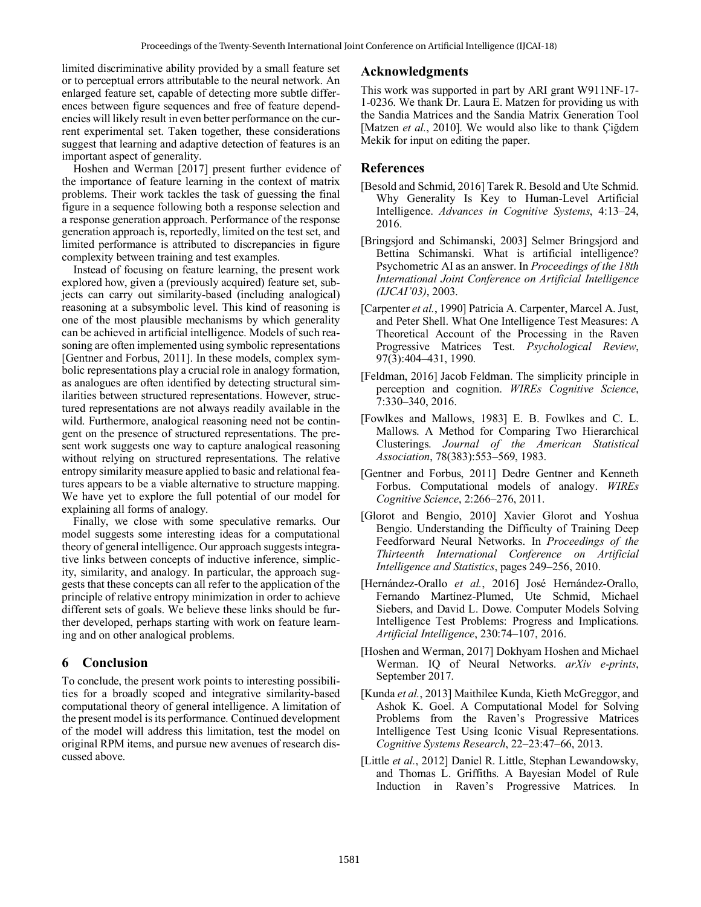limited discriminative ability provided by a small feature set or to perceptual errors attributable to the neural network. An enlarged feature set, capable of detecting more subtle differences between figure sequences and free of feature dependencies will likely result in even better performance on the current experimental set. Taken together, these considerations suggest that learning and adaptive detection of features is an important aspect of generality.

Hoshen and Werman [2017] present further evidence of the importance of feature learning in the context of matrix problems. Their work tackles the task of guessing the final figure in a sequence following both a response selection and a response generation approach. Performance of the response generation approach is, reportedly, limited on the test set, and limited performance is attributed to discrepancies in figure complexity between training and test examples.

Instead of focusing on feature learning, the present work explored how, given a (previously acquired) feature set, subjects can carry out similarity-based (including analogical) reasoning at a subsymbolic level. This kind of reasoning is one of the most plausible mechanisms by which generality can be achieved in artificial intelligence. Models of such reasoning are often implemented using symbolic representations [Gentner and Forbus, 2011]. In these models, complex symbolic representations play a crucial role in analogy formation, as analogues are often identified by detecting structural similarities between structured representations. However, structured representations are not always readily available in the wild. Furthermore, analogical reasoning need not be contingent on the presence of structured representations. The present work suggests one way to capture analogical reasoning without relying on structured representations. The relative entropy similarity measure applied to basic and relational features appears to be a viable alternative to structure mapping. We have yet to explore the full potential of our model for explaining all forms of analogy.

Finally, we close with some speculative remarks. Our model suggests some interesting ideas for a computational theory of general intelligence. Our approach suggests integrative links between concepts of inductive inference, simplicity, similarity, and analogy. In particular, the approach suggests that these concepts can all refer to the application of the principle of relative entropy minimization in order to achieve different sets of goals. We believe these links should be further developed, perhaps starting with work on feature learning and on other analogical problems.

## 6 Conclusion

To conclude, the present work points to interesting possibilities for a broadly scoped and integrative similarity-based computational theory of general intelligence. A limitation of the present model is its performance. Continued development of the model will address this limitation, test the model on original RPM items, and pursue new avenues of research discussed above.

## Acknowledgments

This work was supported in part by ARI grant W911NF-17-1-0236. We thank Dr. Laura E. Matzen for providing us with the Sandia Matrices and the Sandia Matrix Generation Tool [Matzen *et al.*, 2010]. We would also like to thank Çiğdem Mekik for input on editing the paper.

## References

[Besold and Schmid, 2016] Tarek R. Besold and Ute Schmid. Why Generality Is Key to Human-Level Artificial Intelligence. *Advances in Cognitive Systems*, 4:13–24, 2016.

[Bringsjord and Schimanski, 2003] Selmer Bringsjord and Bettina Schimanski. What is artificial intelligence? Psychometric AI as an answer. In *Proceedings of the 18th International Joint Conference on Artificial Intelligence (IJCAI'03)*, 2003.

[Carpenter *et al.*, 1990] Patricia A. Carpenter, Marcel A. Just, and Peter Shell. What One Intelligence Test Measures: A Theoretical Account of the Processing in the Raven Progressive Matrices Test. *Psychological Review*, 97(3):404–431, 1990.

[Feldman, 2016] Jacob Feldman. The simplicity principle in perception and cognition. *WIREs Cognitive Science*, 7:330–340, 2016.

[Fowlkes and Mallows, 1983] E. B. Fowlkes and C. L. Mallows. A Method for Comparing Two Hierarchical Clusterings. *Journal of the American Statistical Association*, 78(383):553–569, 1983.

[Gentner and Forbus, 2011] Dedre Gentner and Kenneth Forbus. Computational models of analogy. *WIREs Cognitive Science*, 2:266–276, 2011.

[Glorot and Bengio, 2010] Xavier Glorot and Yoshua Bengio. Understanding the Difficulty of Training Deep Feedforward Neural Networks. In *Proceedings of the Thirteenth International Conference on Artificial Intelligence and Statistics*, pages 249–256, 2010.

[Hernández-Orallo *et al.*, 2016] José Hernández-Orallo, Fernando Martínez-Plumed, Ute Schmid, Michael Siebers, and David L. Dowe. Computer Models Solving Intelligence Test Problems: Progress and Implications. *Artificial Intelligence*, 230:74–107, 2016.

[Hoshen and Werman, 2017] Dokhyam Hoshen and Michael Werman. IQ of Neural Networks. *arXiv e-prints*, September 2017.

[Kunda *et al.*, 2013] Maithilee Kunda, Kieth McGreggor, and Ashok K. Goel. A Computational Model for Solving Problems from the Raven's Progressive Matrices Intelligence Test Using Iconic Visual Representations. *Cognitive Systems Research*, 22–23:47–66, 2013.

[Little *et al.*, 2012] Daniel R. Little, Stephan Lewandowsky, and Thomas L. Griffiths. A Bayesian Model of Rule Induction in Raven's Progressive Matrices. In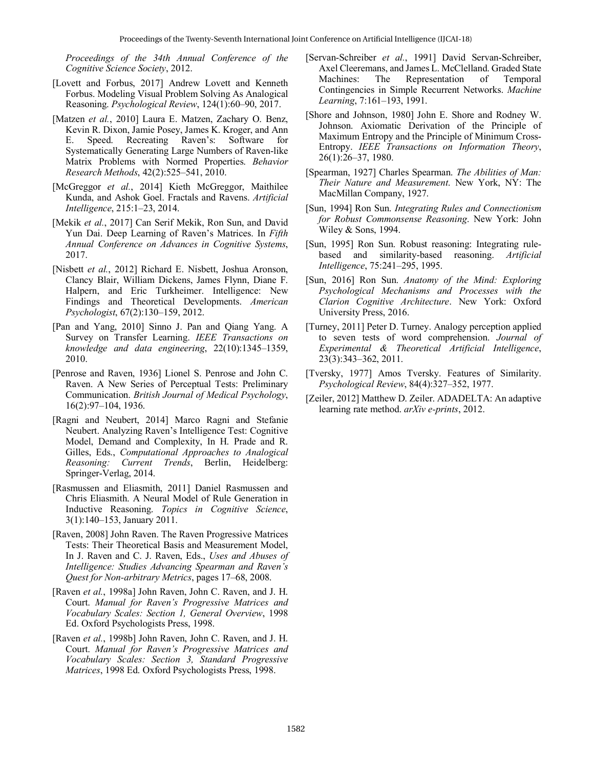*Proceedings of the 34th Annual Conference of the Cognitive Science Society*, 2012.

[Lovett and Forbus, 2017] Andrew Lovett and Kenneth Forbus. Modeling Visual Problem Solving As Analogical Reasoning. *Psychological Review*, 124(1):60–90, 2017.

[Matzen *et al.*, 2010] Laura E. Matzen, Zachary O. Benz, Kevin R. Dixon, Jamie Posey, James K. Kroger, and Ann E. Speed. Recreating Raven's: Software for Systematically Generating Large Numbers of Raven-like Matrix Problems with Normed Properties. *Behavior Research Methods*, 42(2):525–541, 2010.

[McGreggor *et al.*, 2014] Kieth McGreggor, Maithilee Kunda, and Ashok Goel. Fractals and Ravens. *Artificial Intelligence*, 215:1–23, 2014.

[Mekik *et al.*, 2017] Can Serif Mekik, Ron Sun, and David Yun Dai. Deep Learning of Raven's Matrices. In *Fifth Annual Conference on Advances in Cognitive Systems*, 2017.

[Nisbett *et al.*, 2012] Richard E. Nisbett, Joshua Aronson, Clancy Blair, William Dickens, James Flynn, Diane F. Halpern, and Eric Turkheimer. Intelligence: New Findings and Theoretical Developments. *American Psychologist*, 67(2):130–159, 2012.

[Pan and Yang, 2010] Sinno J. Pan and Qiang Yang. A Survey on Transfer Learning. *IEEE Transactions on knowledge and data engineering*, 22(10):1345–1359, 2010.

[Penrose and Raven, 1936] Lionel S. Penrose and John C. Raven. A New Series of Perceptual Tests: Preliminary Communication. *British Journal of Medical Psychology*, 16(2):97–104, 1936.

[Ragni and Neubert, 2014] Marco Ragni and Stefanie Neubert. Analyzing Raven's Intelligence Test: Cognitive Model, Demand and Complexity, In H. Prade and R. Gilles, Eds., *Computational Approaches to Analogical Reasoning: Current Trends*, Berlin, Heidelberg: Springer-Verlag, 2014.

[Rasmussen and Eliasmith, 2011] Daniel Rasmussen and Chris Eliasmith. A Neural Model of Rule Generation in Inductive Reasoning. *Topics in Cognitive Science*, 3(1):140–153, January 2011.

[Raven, 2008] John Raven. The Raven Progressive Matrices Tests: Their Theoretical Basis and Measurement Model, In J. Raven and C. J. Raven, Eds., *Uses and Abuses of Intelligence: Studies Advancing Spearman and Raven's Quest for Non-arbitrary Metrics*, pages 17–68, 2008.

[Raven *et al.*, 1998a] John Raven, John C. Raven, and J. H. Court. *Manual for Raven's Progressive Matrices and Vocabulary Scales: Section 1, General Overview*, 1998 Ed. Oxford Psychologists Press, 1998.

[Raven *et al.*, 1998b] John Raven, John C. Raven, and J. H. Court. *Manual for Raven's Progressive Matrices and Vocabulary Scales: Section 3, Standard Progressive Matrices*, 1998 Ed. Oxford Psychologists Press, 1998.

[Servan-Schreiber *et al.*, 1991] David Servan-Schreiber, Axel Cleeremans, and James L. McClelland. Graded State Machines: The Representation of Temporal Contingencies in Simple Recurrent Networks. *Machine Learning*, 7:161–193, 1991.

[Shore and Johnson, 1980] John E. Shore and Rodney W. Johnson. Axiomatic Derivation of the Principle of Maximum Entropy and the Principle of Minimum Cross-Entropy. *IEEE Transactions on Information Theory*, 26(1):26–37, 1980.

[Spearman, 1927] Charles Spearman. *The Abilities of Man: Their Nature and Measurement*. New York, NY: The MacMillan Company, 1927.

[Sun, 1994] Ron Sun. *Integrating Rules and Connectionism for Robust Commonsense Reasoning*. New York: John Wiley & Sons, 1994.

[Sun, 1995] Ron Sun. Robust reasoning: Integrating rule-based and similarity-based reasoning. *Artificial Intelligence*, 75:241–295, 1995.

[Sun, 2016] Ron Sun. *Anatomy of the Mind: Exploring Psychological Mechanisms and Processes with the Clarion Cognitive Architecture*. New York: Oxford University Press, 2016.

[Turney, 2011] Peter D. Turney. Analogy perception applied to seven tests of word comprehension. *Journal of Experimental & Theoretical Artificial Intelligence*, 23(3):343–362, 2011.

[Tversky, 1977] Amos Tversky. Features of Similarity. *Psychological Review*, 84(4):327–352, 1977.

[Zeiler, 2012] Matthew D. Zeiler. ADADELTA: An adaptive learning rate method. *arXiv e-prints*, 2012.